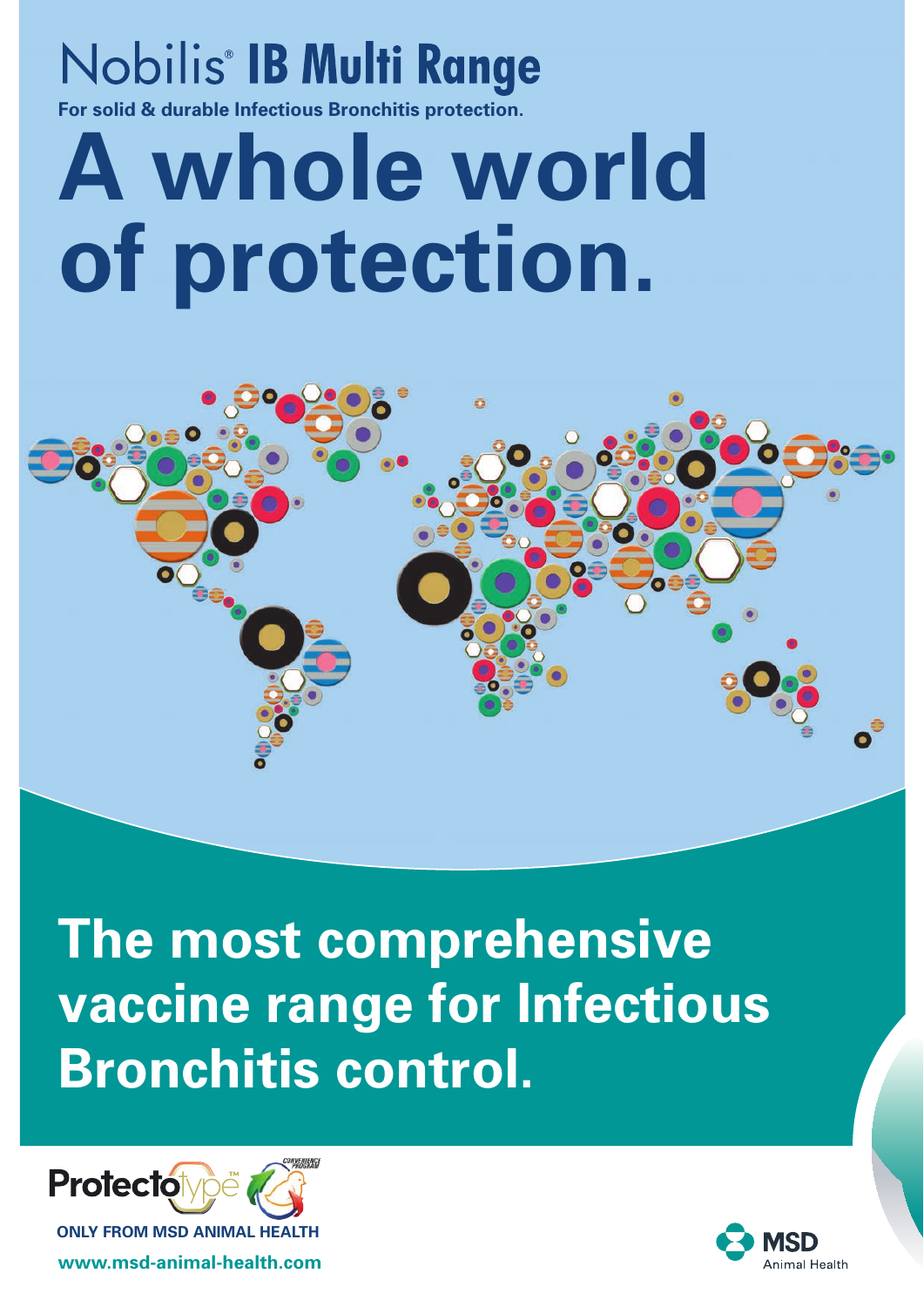# Nobilis® IB Multi Range

**For solid & durable Infectious Bronchitis protection.**

# A whole world of protection.

## The most comprehensive vaccine range for Infectious Bronchitis control.

Protectotype™ CONVENIENCE PROGRAM

**ONLY FROM MSD ANIMAL HEALTH**

**www.msd-animal-health.com**

MSD Animal Health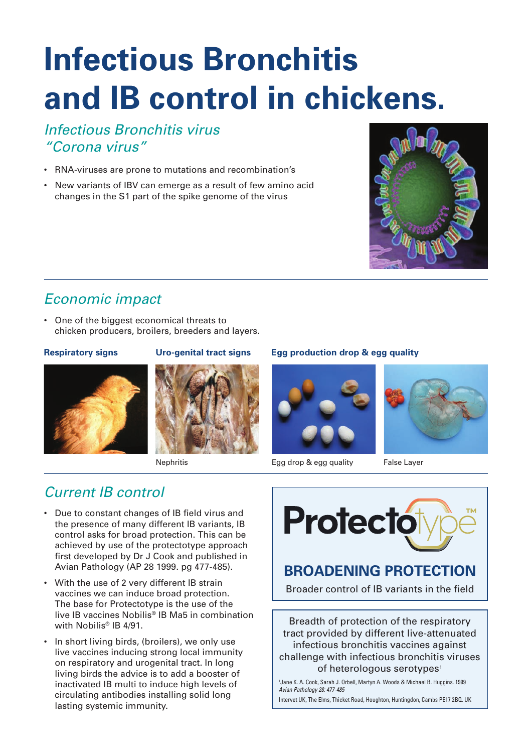# Infectious Bronchitis and IB control in chickens.

## *Infectious Bronchitis virus "Corona virus"*

- RNA-viruses are prone to mutations and recombination's
- New variants of IBV can emerge as a result of few amino acid changes in the S1 part of the spike genome of the virus

## *Economic impact*

- One of the biggest economical threats to chicken producers, broilers, breeders and layers.

**Respiratory signs**

**Uro-genital tract signs**

Nephritis

**Egg production drop & egg quality**

Egg drop & egg quality

False Layer

## *Current IB control*

- Due to constant changes of IB field virus and the presence of many different IB variants, IB control asks for broad protection. This can be achieved by use of the protectotype approach first developed by Dr J Cook and published in Avian Pathology (AP 28 1999. pg 477-485).
- With the use of 2 very different IB strain vaccines we can induce broad protection. The base for Protectotype is the use of the live IB vaccines Nobilis® IB Ma5 in combination with Nobilis® IB 4/91.
- In short living birds, (broilers), we only use live vaccines inducing strong local immunity on respiratory and urogenital tract. In long living birds the advice is to add a booster of inactivated IB multi to induce high levels of circulating antibodies installing solid long lasting systemic immunity.

**Protectotype™**

**BROADENING PROTECTION**

Broader control of IB variants in the field

Breadth of protection of the respiratory tract provided by different live-attenuated infectious bronchitis vaccines against challenge with infectious bronchitis viruses of heterologous serotypes[1]

[1]Jane K. A. Cook, Sarah J. Orbell, Martyn A. Woods & Michael B. Huggins. 1999 *Avian Pathology 28: 477-485*

Intervet UK, The Elms, Thicket Road, Houghton, Huntingdon, Cambs PE17 2BQ. UK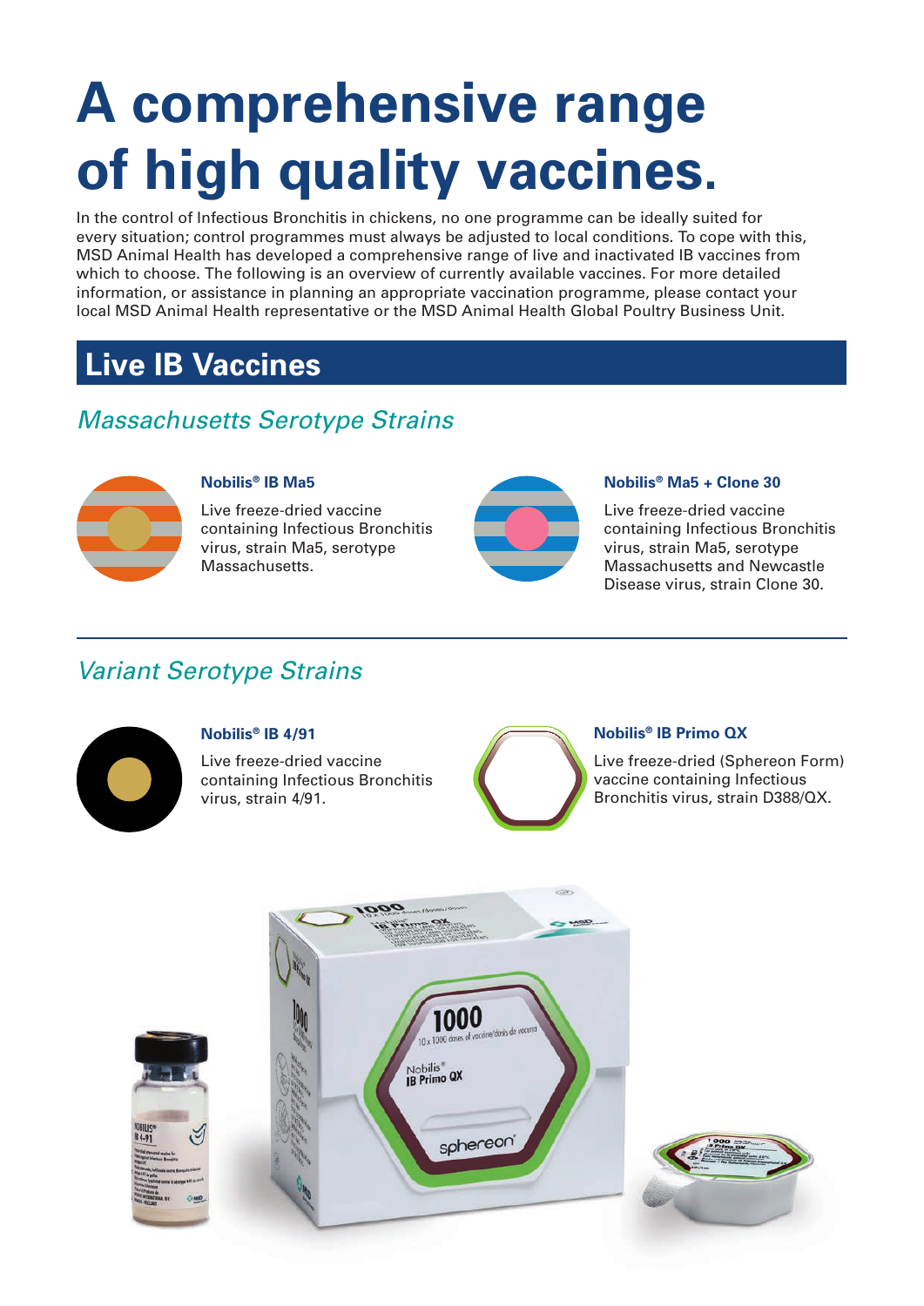# A comprehensive range of high quality vaccines.

In the control of Infectious Bronchitis in chickens, no one programme can be ideally suited for every situation; control programmes must always be adjusted to local conditions. To cope with this, MSD Animal Health has developed a comprehensive range of live and inactivated IB vaccines from which to choose. The following is an overview of currently available vaccines. For more detailed information, or assistance in planning an appropriate vaccination programme, please contact your local MSD Animal Health representative or the MSD Animal Health Global Poultry Business Unit.

## Live IB Vaccines

### *Massachusetts Serotype Strains*

**Nobilis® IB Ma5**

Live freeze-dried vaccine containing Infectious Bronchitis virus, strain Ma5, serotype Massachusetts.

**Nobilis® Ma5 + Clone 30**

Live freeze-dried vaccine containing Infectious Bronchitis virus, strain Ma5, serotype Massachusetts and Newcastle Disease virus, strain Clone 30.

### *Variant Serotype Strains*

**Nobilis® IB 4/91**

Live freeze-dried vaccine containing Infectious Bronchitis virus, strain 4/91.

**Nobilis® IB Primo QX**

Live freeze-dried (Sphereon Form) vaccine containing Infectious Bronchitis virus, strain D388/QX.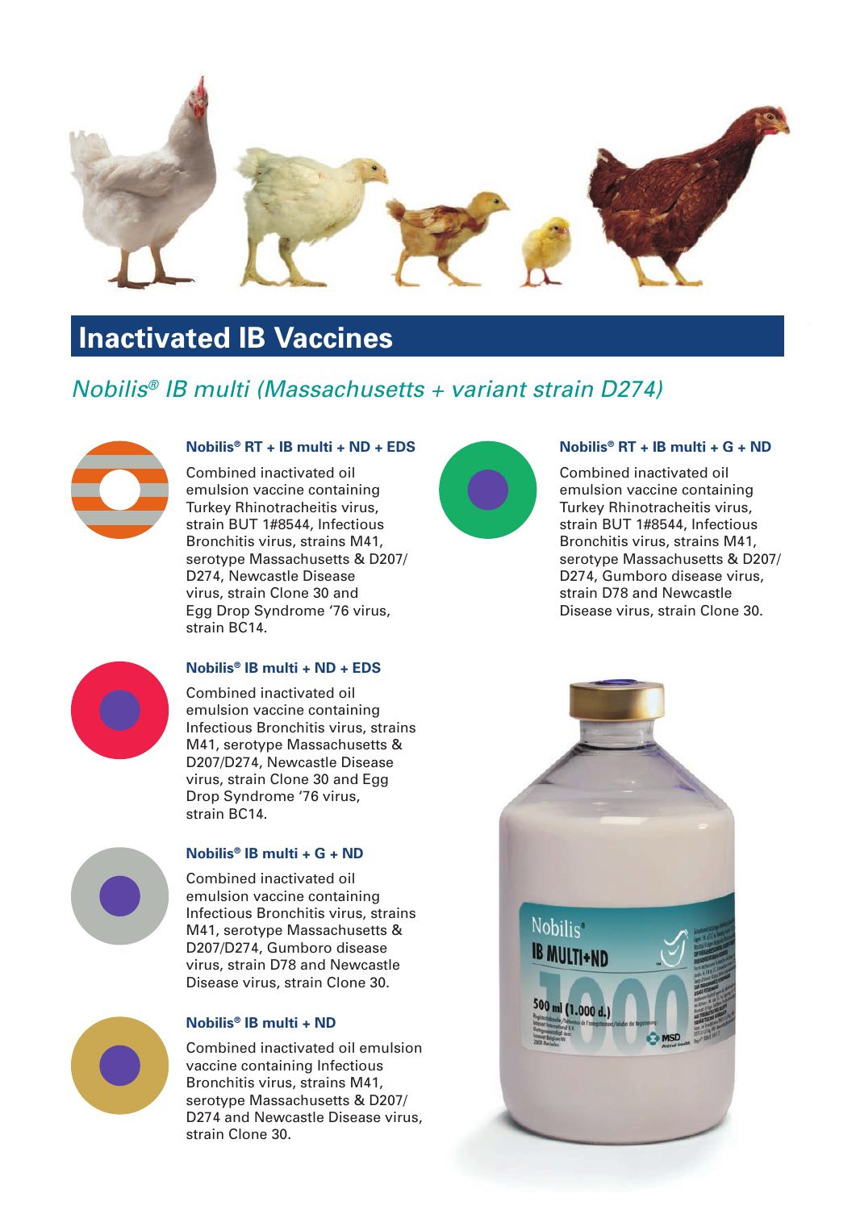# Inactivated IB Vaccines

## *Nobilis® IB multi (Massachusetts + variant strain D274)*

### Nobilis® RT + IB multi + ND + EDS

Combined inactivated oil emulsion vaccine containing Turkey Rhinotracheitis virus, strain BUT 1#8544, Infectious Bronchitis virus, strains M41, serotype Massachusetts & D207/D274, Newcastle Disease virus, strain Clone 30 and Egg Drop Syndrome '76 virus, strain BC14.

### Nobilis® IB multi + ND + EDS

Combined inactivated oil emulsion vaccine containing Infectious Bronchitis virus, strains M41, serotype Massachusetts & D207/D274, Newcastle Disease virus, strain Clone 30 and Egg Drop Syndrome '76 virus, strain BC14.

### Nobilis® IB multi + G + ND

Combined inactivated oil emulsion vaccine containing Infectious Bronchitis virus, strains M41, serotype Massachusetts & D207/D274, Gumboro disease virus, strain D78 and Newcastle Disease virus, strain Clone 30.

### Nobilis® IB multi + ND

Combined inactivated oil emulsion vaccine containing Infectious Bronchitis virus, strains M41, serotype Massachusetts & D207/D274 and Newcastle Disease virus, strain Clone 30.

### Nobilis® RT + IB multi + G + ND

Combined inactivated oil emulsion vaccine containing Turkey Rhinotracheitis virus, strain BUT 1#8544, Infectious Bronchitis virus, strains M41, serotype Massachusetts & D207/D274, Gumboro disease virus, strain D78 and Newcastle Disease virus, strain Clone 30.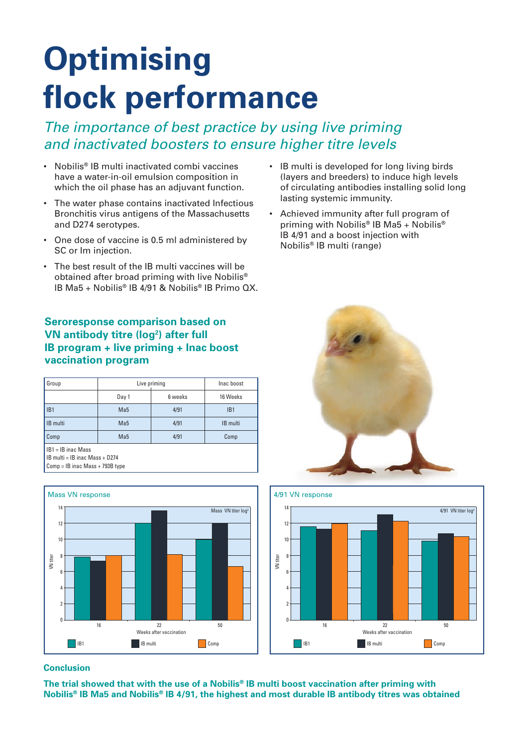# Optimising flock performance

*The importance of best practice by using live priming and inactivated boosters to ensure higher titre levels*

- Nobilis® IB multi inactivated combi vaccines have a water-in-oil emulsion composition in which the oil phase has an adjuvant function.
- The water phase contains inactivated Infectious Bronchitis virus antigens of the Massachusetts and D274 serotypes.
- One dose of vaccine is 0.5 ml administered by SC or Im injection.
- The best result of the IB multi vaccines will be obtained after broad priming with live Nobilis® IB Ma5 + Nobilis® IB 4/91 & Nobilis® IB Primo QX.
- IB multi is developed for long living birds (layers and breeders) to induce high levels of circulating antibodies installing solid long lasting systemic immunity.
- Achieved immunity after full program of priming with Nobilis® IB Ma5 + Nobilis® IB 4/91 and a boost injection with Nobilis® IB multi (range)

### Seroresponse comparison based on VN antibody titre ($log^2$) after full IB program + live priming + Inac boost vaccination program

| Group | Live priming | | Inac boost |
|---|---|---|---|
| | Day 1 | 6 weeks | 16 Weeks |
| IB1 | Ma5 | 4/91 | IB1 |
| IB multi | Ma5 | 4/91 | IB multi |
| Comp | Ma5 | 4/91 | Comp |

IB1 = IB inac Mass
IB multi = IB inac Mass + D274
Comp = IB inac Mass + 793B type

Mass VN response

| Weeks after vaccination | IB1 | IB multi | Comp |
|---|---|---|---|
| 16 | 7.8 | 7.3 | 8 |
| 22 | 12 | 13.5 | 8.1 |
| 50 | 10 | 12 | 6.6 |

4/91 VN response

| Weeks after vaccination | IB1 | IB multi | Comp |
|---|---|---|---|
| 16 | 11.6 | 11.3 | 12 |
| 22 | 11.1 | 13 | 12.2 |
| 50 | 9.8 | 10.7 | 10.3 |

### Conclusion

**The trial showed that with the use of a Nobilis® IB multi boost vaccination after priming with Nobilis® IB Ma5 and Nobilis® IB 4/91, the highest and most durable IB antibody titres was obtained**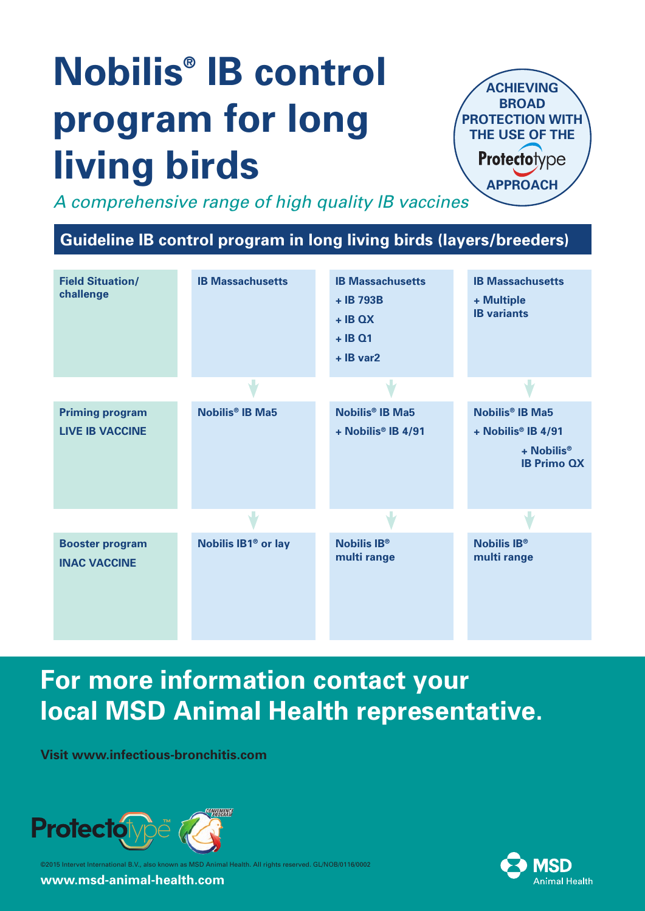# Nobilis® IB control program for long living birds

ACHIEVING BROAD PROTECTION WITH THE USE OF THE Protectotype APPROACH

*A comprehensive range of high quality IB vaccines*

## Guideline IB control program in long living birds (layers/breeders)

| | | | |
|---|---|---|---|
| **Field Situation/ challenge** | **IB Massachusetts** | **IB Massachusetts + IB 793B + IB QX + IB Q1 + IB var2** | **IB Massachusetts + Multiple IB variants** |
| **Priming program LIVE IB VACCINE** | **Nobilis® IB Ma5** | **Nobilis® IB Ma5 + Nobilis® IB 4/91** | **Nobilis® IB Ma5 + Nobilis® IB 4/91 + Nobilis® IB Primo QX** |
| **Booster program INAC VACCINE** | **Nobilis IB1® or lay** | **Nobilis IB® multi range** | **Nobilis IB® multi range** |

## For more information contact your local MSD Animal Health representative.

**Visit www.infectious-bronchitis.com**

Protectotype™

©2015 Intervet International B.V., also known as MSD Animal Health. All rights reserved. GL/NOB/0116/0002

**www.msd-animal-health.com**

MSD Animal Health